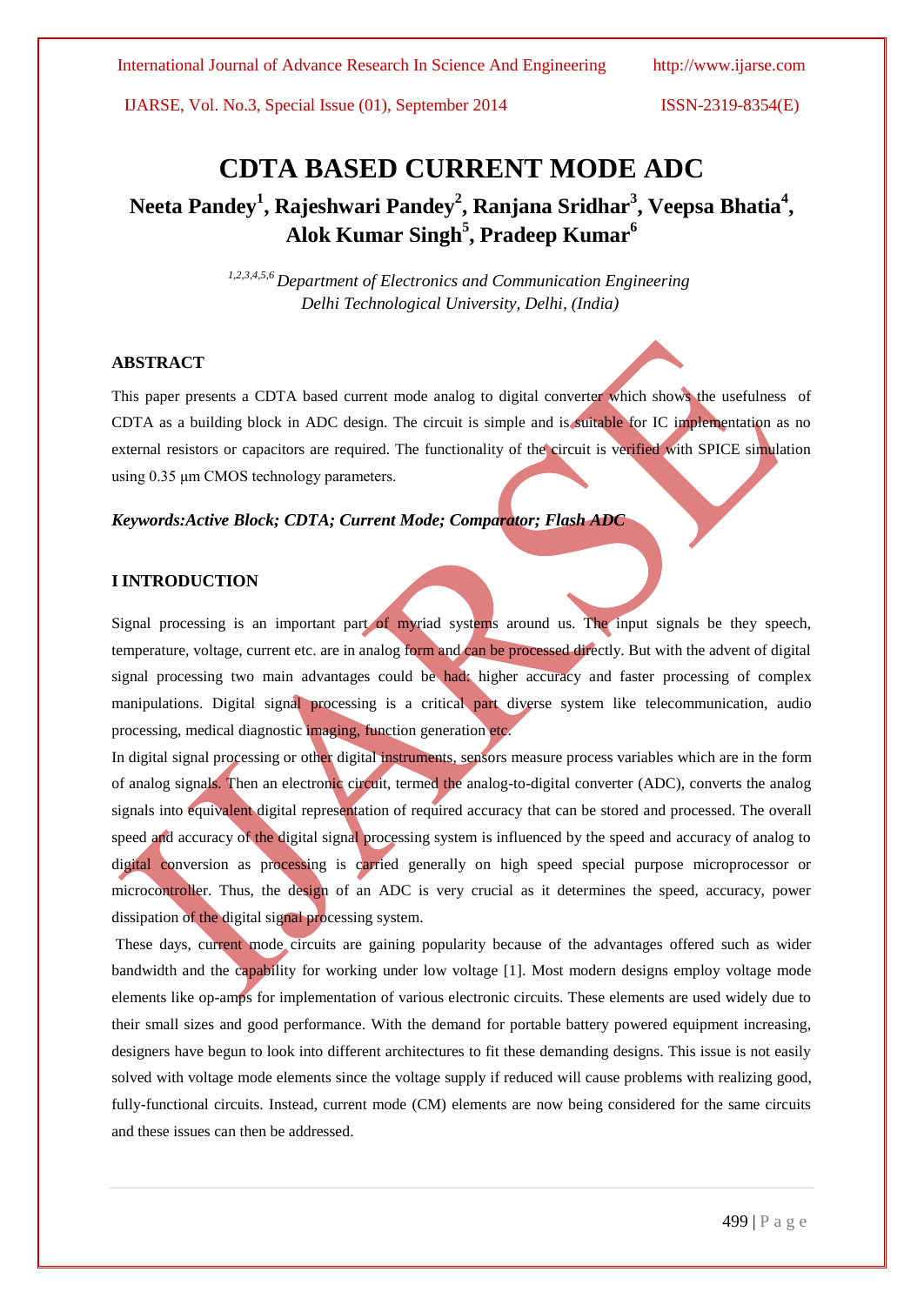# CDTA BASED CURRENT MODE ADC

**Neeta Pandey[1], Rajeshwari Pandey[2], Ranjana Sridhar[3], Veepsa Bhatia[4], Alok Kumar Singh[5], Pradeep Kumar[6]**

*[1,2,3,4,5,6] Department of Electronics and Communication Engineering*
*Delhi Technological University, Delhi, (India)*

## ABSTRACT

This paper presents a CDTA based current mode analog to digital converter which shows the usefulness of CDTA as a building block in ADC design. The circuit is simple and is suitable for IC implementation as no external resistors or capacitors are required. The functionality of the circuit is verified with SPICE simulation using 0.35 μm CMOS technology parameters.

***Keywords:Active Block; CDTA; Current Mode; Comparator; Flash ADC***

## I INTRODUCTION

Signal processing is an important part of myriad systems around us. The input signals be they speech, temperature, voltage, current etc. are in analog form and can be processed directly. But with the advent of digital signal processing two main advantages could be had: higher accuracy and faster processing of complex manipulations. Digital signal processing is a critical part diverse system like telecommunication, audio processing, medical diagnostic imaging, function generation etc.

In digital signal processing or other digital instruments, sensors measure process variables which are in the form of analog signals. Then an electronic circuit, termed the analog-to-digital converter (ADC), converts the analog signals into equivalent digital representation of required accuracy that can be stored and processed. The overall speed and accuracy of the digital signal processing system is influenced by the speed and accuracy of analog to digital conversion as processing is carried generally on high speed special purpose microprocessor or microcontroller. Thus, the design of an ADC is very crucial as it determines the speed, accuracy, power dissipation of the digital signal processing system.

These days, current mode circuits are gaining popularity because of the advantages offered such as wider bandwidth and the capability for working under low voltage [1]. Most modern designs employ voltage mode elements like op-amps for implementation of various electronic circuits. These elements are used widely due to their small sizes and good performance. With the demand for portable battery powered equipment increasing, designers have begun to look into different architectures to fit these demanding designs. This issue is not easily solved with voltage mode elements since the voltage supply if reduced will cause problems with realizing good, fully-functional circuits. Instead, current mode (CM) elements are now being considered for the same circuits and these issues can then be addressed.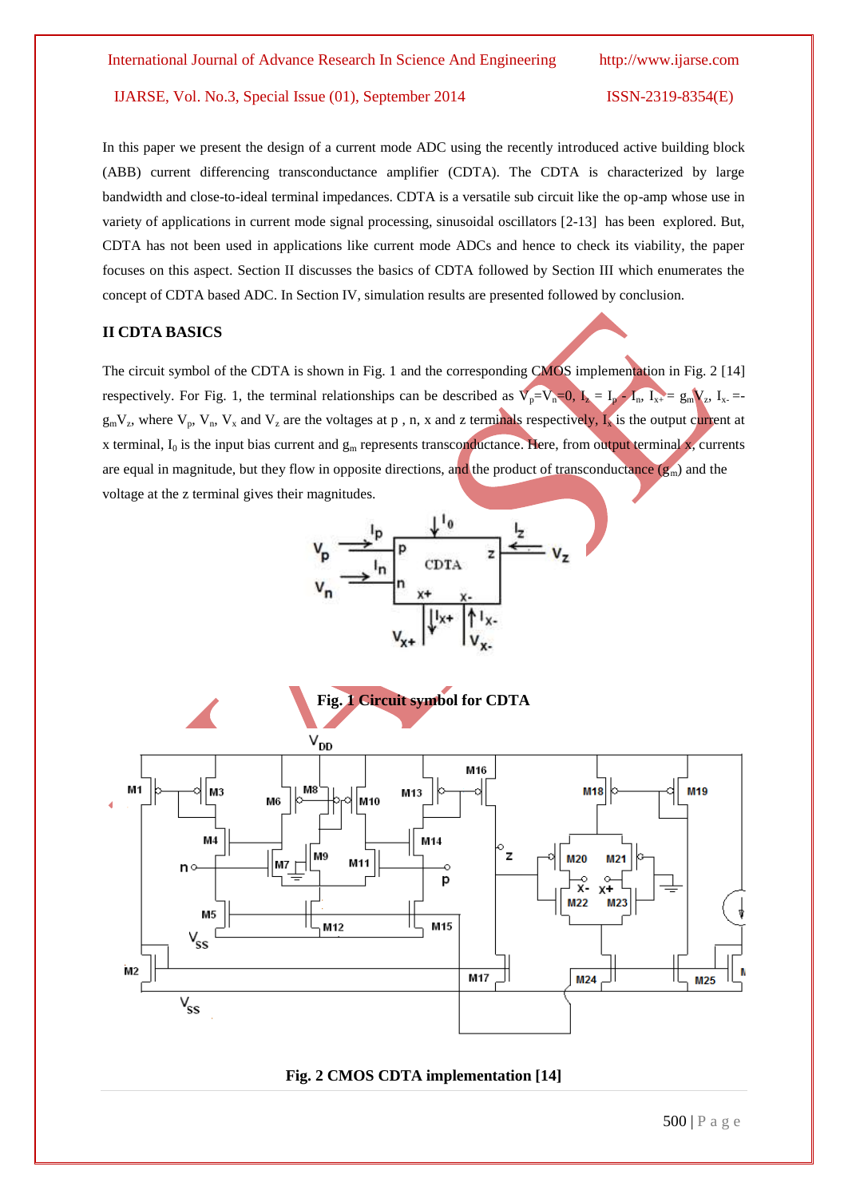In this paper we present the design of a current mode ADC using the recently introduced active building block (ABB) current differencing transconductance amplifier (CDTA). The CDTA is characterized by large bandwidth and close-to-ideal terminal impedances. CDTA is a versatile sub circuit like the op-amp whose use in variety of applications in current mode signal processing, sinusoidal oscillators [2-13] has been explored. But, CDTA has not been used in applications like current mode ADCs and hence to check its viability, the paper focuses on this aspect. Section II discusses the basics of CDTA followed by Section III which enumerates the concept of CDTA based ADC. In Section IV, simulation results are presented followed by conclusion.

## II CDTA BASICS

The circuit symbol of the CDTA is shown in Fig. 1 and the corresponding CMOS implementation in Fig. 2 [14] respectively. For Fig. 1, the terminal relationships can be described as $V_p$=$V_n$=0, $I_z$ = $I_p$ - $I_n$, $I_{x+}$ = $g_m V_z$, $I_{x-}$ =-$g_m V_z$, where $V_p$, $V_n$, $V_x$ and $V_z$ are the voltages at p , n, x and z terminals respectively, $I_x$ is the output current at x terminal, $I_0$ is the input bias current and $g_m$ represents transconductance. Here, from output terminal x, currents are equal in magnitude, but they flow in opposite directions, and the product of transconductance ($g_m$) and the voltage at the z terminal gives their magnitudes.

**Fig. 1 Circuit symbol for CDTA**

**Fig. 2 CMOS CDTA implementation [14]**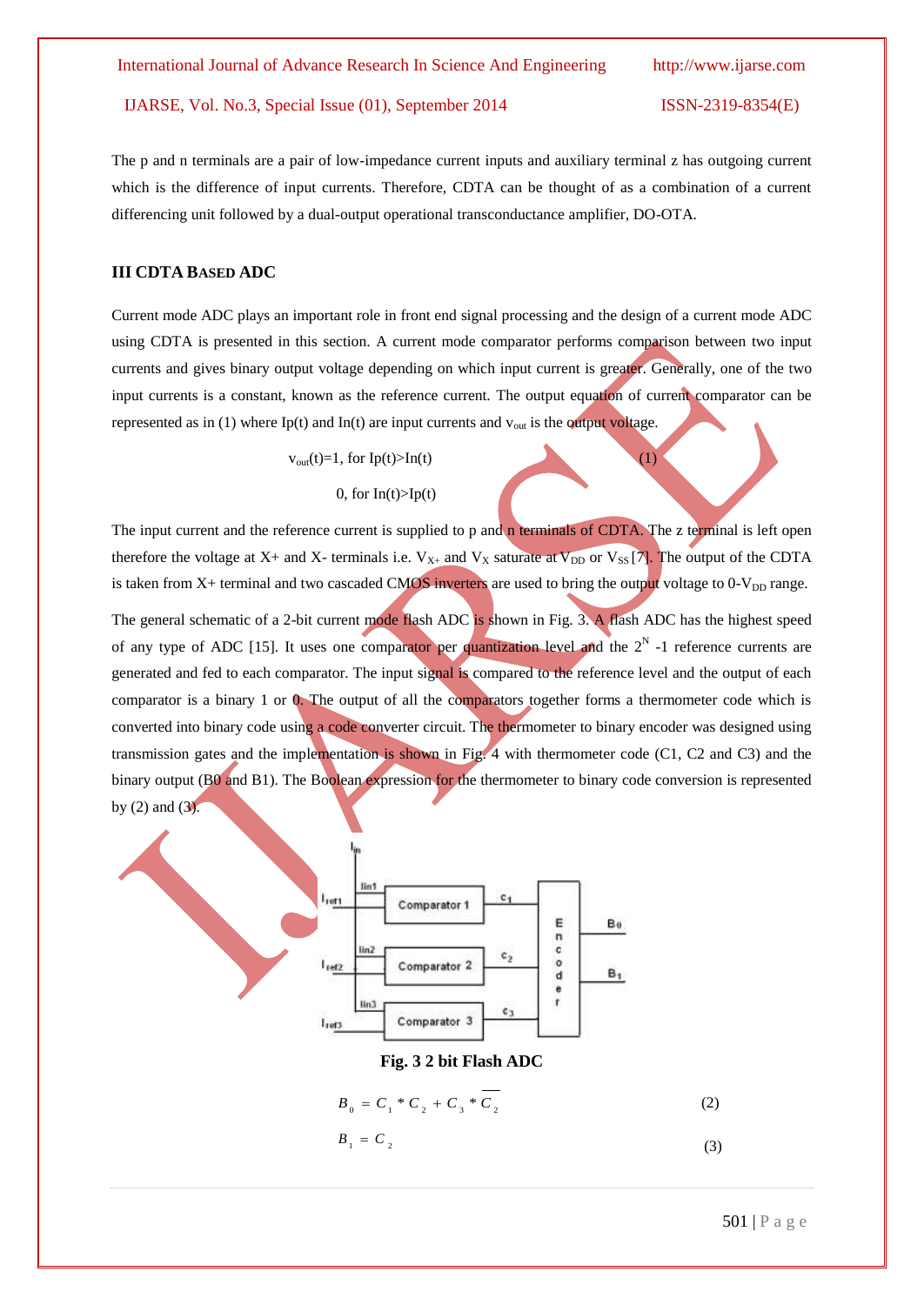The p and n terminals are a pair of low-impedance current inputs and auxiliary terminal z has outgoing current which is the difference of input currents. Therefore, CDTA can be thought of as a combination of a current differencing unit followed by a dual-output operational transconductance amplifier, DO-OTA.

### III CDTA BASED ADC

Current mode ADC plays an important role in front end signal processing and the design of a current mode ADC using CDTA is presented in this section. A current mode comparator performs comparison between two input currents and gives binary output voltage depending on which input current is greater. Generally, one of the two input currents is a constant, known as the reference current. The output equation of current comparator can be represented as in (1) where Ip(t) and In(t) are input currents and $v_{out}$ is the output voltage.

$$v_{out}(t)=1, \text{ for } I_p(t)>I_n(t) \qquad (1)$$

$$0, \text{ for } I_n(t)>I_p(t)$$

The input current and the reference current is supplied to p and n terminals of CDTA. The z terminal is left open therefore the voltage at X+ and X- terminals i.e. $V_{X+}$ and $V_X$ saturate at $V_{DD}$ or $V_{SS}$ [7]. The output of the CDTA is taken from X+ terminal and two cascaded CMOS inverters are used to bring the output voltage to 0-$V_{DD}$ range.

The general schematic of a 2-bit current mode flash ADC is shown in Fig. 3. A flash ADC has the highest speed of any type of ADC [15]. It uses one comparator per quantization level and the $2^N$ -1 reference currents are generated and fed to each comparator. The input signal is compared to the reference level and the output of each comparator is a binary 1 or 0. The output of all the comparators together forms a thermometer code which is converted into binary code using a code converter circuit. The thermometer to binary encoder was designed using transmission gates and the implementation is shown in Fig. 4 with thermometer code (C1, C2 and C3) and the binary output (B0 and B1). The Boolean expression for the thermometer to binary code conversion is represented by (2) and (3).

**Fig. 3 2 bit Flash ADC**

$$B_0 = C_1 * C_2 + C_3 * \overline{C_2} \qquad (2)$$

$$B_1 = C_2 \qquad (3)$$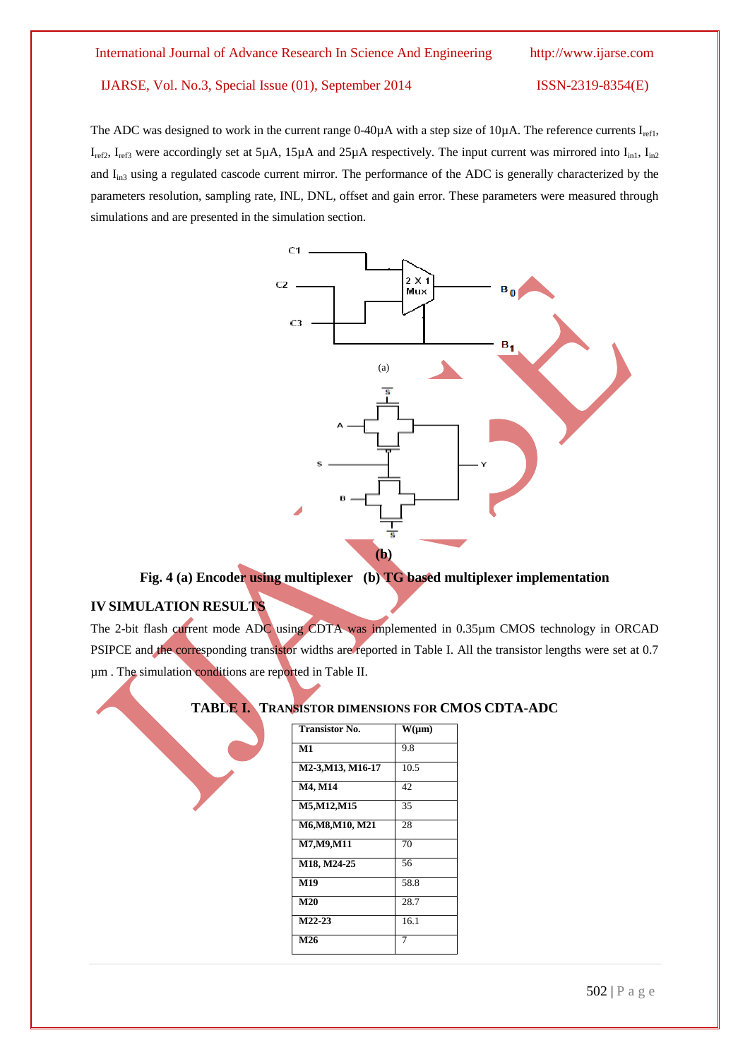The ADC was designed to work in the current range 0-40µA with a step size of 10µA. The reference currents $I_{ref1}$, $I_{ref2}$, $I_{ref3}$ were accordingly set at 5µA, 15µA and 25µA respectively. The input current was mirrored into $I_{in1}$, $I_{in2}$ and $I_{in3}$ using a regulated cascode current mirror. The performance of the ADC is generally characterized by the parameters resolution, sampling rate, INL, DNL, offset and gain error. These parameters were measured through simulations and are presented in the simulation section.

(a)

(b)

**Fig. 4 (a) Encoder using multiplexer (b) TG based multiplexer implementation**

## IV SIMULATION RESULTS

The 2-bit flash current mode ADC using CDTA was implemented in 0.35µm CMOS technology in ORCAD PSIPCE and the corresponding transistor widths are reported in Table I. All the transistor lengths were set at 0.7 µm . The simulation conditions are reported in Table II.

**TABLE I. TRANSISTOR DIMENSIONS FOR CMOS CDTA-ADC**

| Transistor No. | W(µm) |
|---|---|
| M1 | 9.8 |
| M2-3,M13, M16-17 | 10.5 |
| M4, M14 | 42 |
| M5,M12,M15 | 35 |
| M6,M8,M10, M21 | 28 |
| M7,M9,M11 | 70 |
| M18, M24-25 | 56 |
| M19 | 58.8 |
| M20 | 28.7 |
| M22-23 | 16.1 |
| M26 | 7 |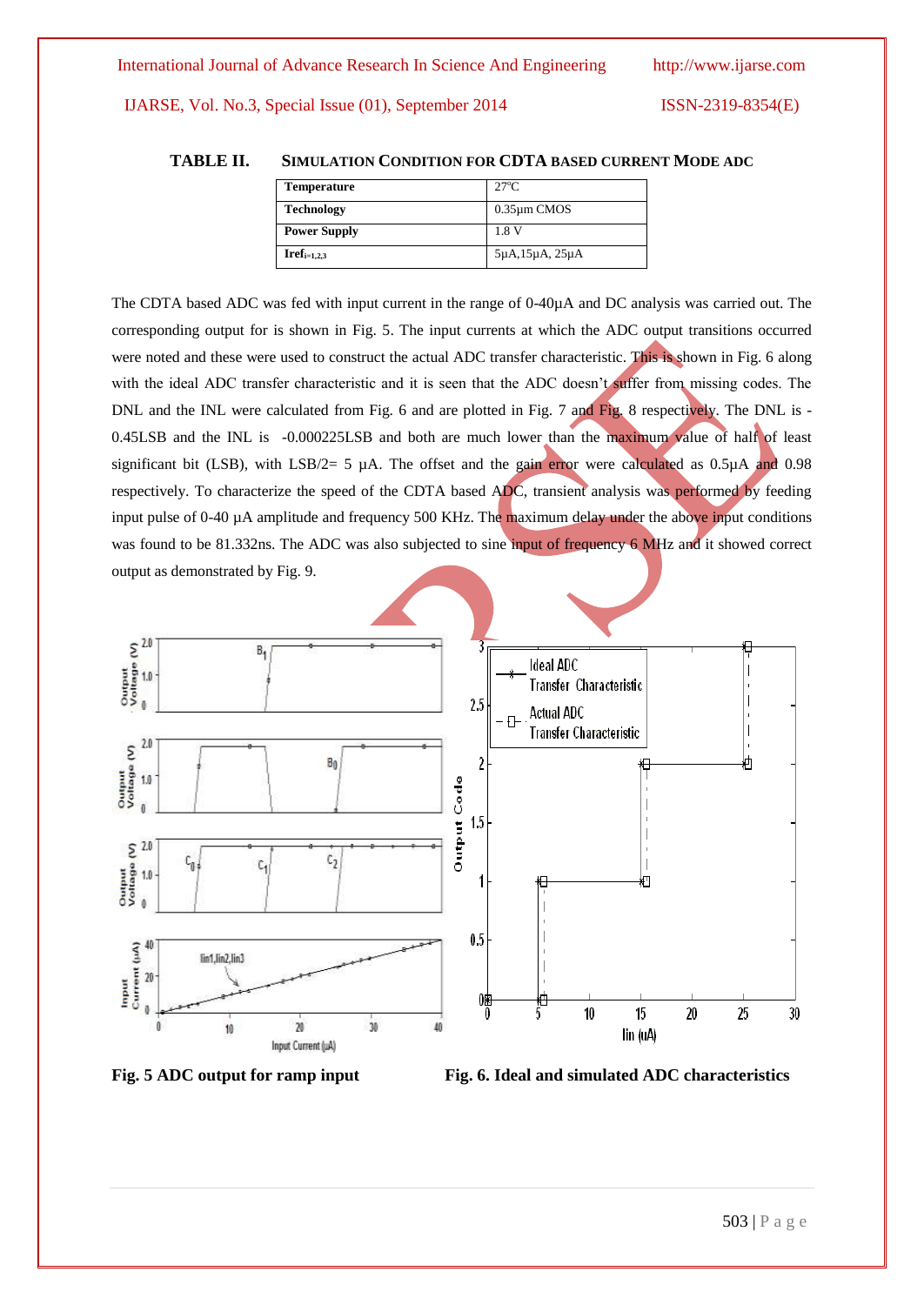**TABLE II. SIMULATION CONDITION FOR CDTA BASED CURRENT MODE ADC**

| **Temperature** | 27°C |
|---|---|
| **Technology** | 0.35μm CMOS |
| **Power Supply** | 1.8 V |
| **$Iref_{i=1,2,3}$** | 5μA,15μA, 25μA |

The CDTA based ADC was fed with input current in the range of 0-40μA and DC analysis was carried out. The corresponding output for is shown in Fig. 5. The input currents at which the ADC output transitions occurred were noted and these were used to construct the actual ADC transfer characteristic. This is shown in Fig. 6 along with the ideal ADC transfer characteristic and it is seen that the ADC doesn't suffer from missing codes. The DNL and the INL were calculated from Fig. 6 and are plotted in Fig. 7 and Fig. 8 respectively. The DNL is -0.45LSB and the INL is -0.000225LSB and both are much lower than the maximum value of half of least significant bit (LSB), with LSB/2= 5 μA. The offset and the gain error were calculated as 0.5μA and 0.98 respectively. To characterize the speed of the CDTA based ADC, transient analysis was performed by feeding input pulse of 0-40 μA amplitude and frequency 500 KHz. The maximum delay under the above input conditions was found to be 81.332ns. The ADC was also subjected to sine input of frequency 6 MHz and it showed correct output as demonstrated by Fig. 9.

**Fig. 5 ADC output for ramp input**

**Fig. 6. Ideal and simulated ADC characteristics**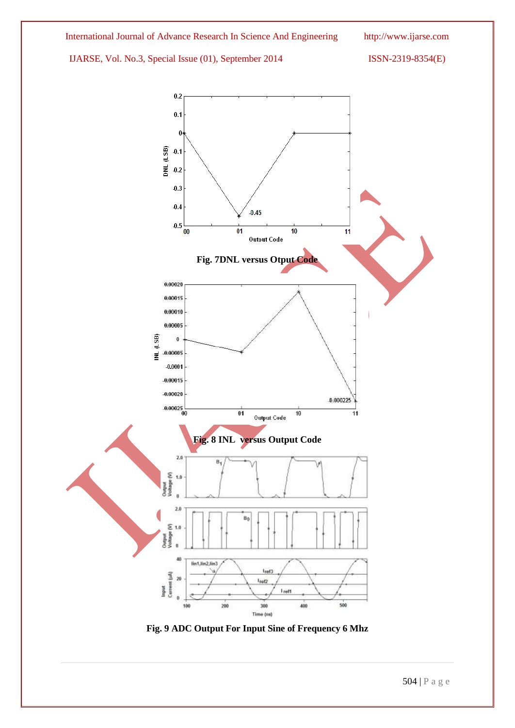Fig. 7DNL versus Otput Code

Fig. 8 INL versus Output Code

Fig. 9 ADC Output For Input Sine of Frequency 6 Mhz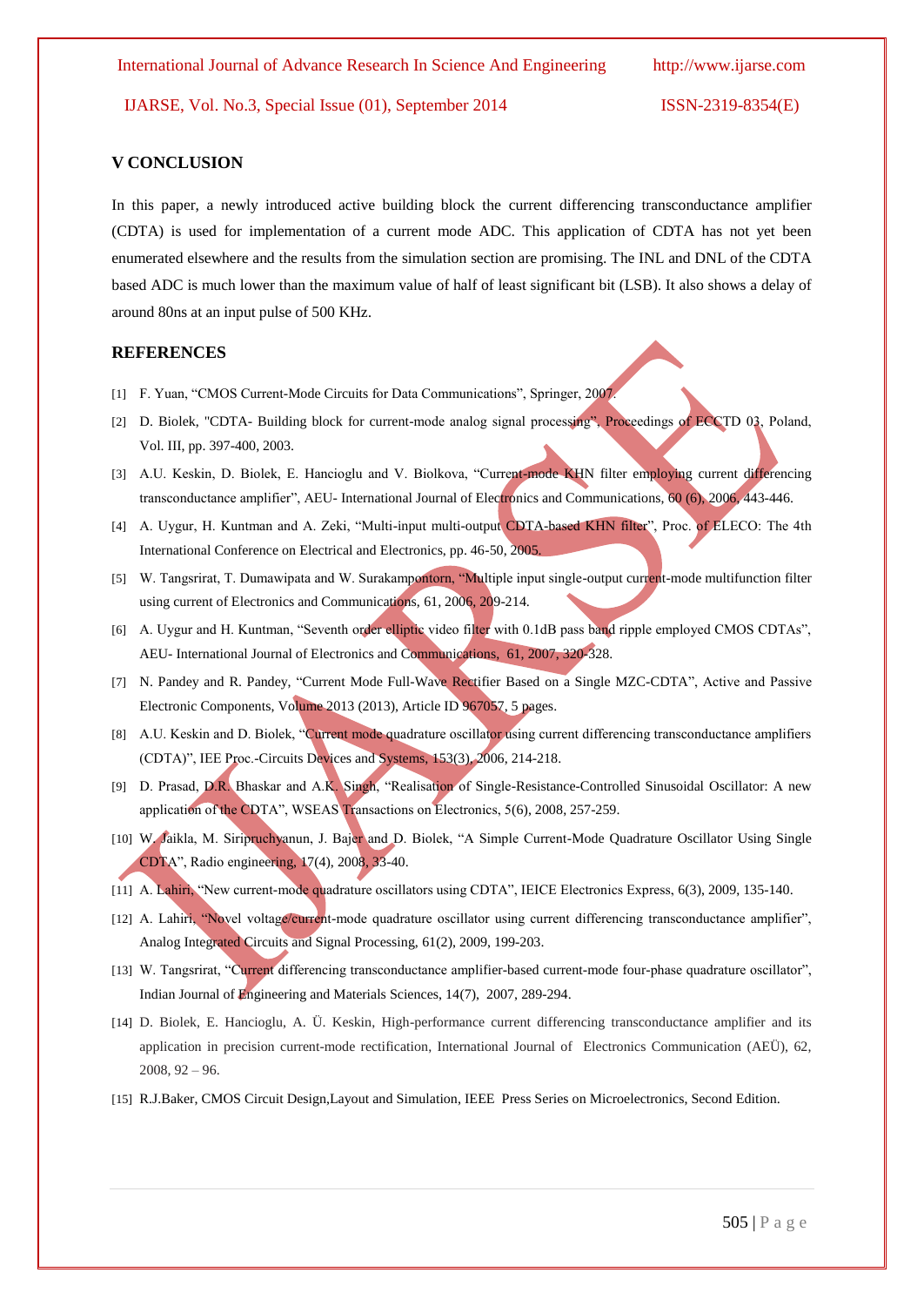## V CONCLUSION

In this paper, a newly introduced active building block the current differencing transconductance amplifier (CDTA) is used for implementation of a current mode ADC. This application of CDTA has not yet been enumerated elsewhere and the results from the simulation section are promising. The INL and DNL of the CDTA based ADC is much lower than the maximum value of half of least significant bit (LSB). It also shows a delay of around 80ns at an input pulse of 500 KHz.

## REFERENCES

[1] F. Yuan, "CMOS Current-Mode Circuits for Data Communications", Springer, 2007.

[2] D. Biolek, "CDTA- Building block for current-mode analog signal processing", Proceedings of ECCTD 03, Poland, Vol. III, pp. 397-400, 2003.

[3] A.U. Keskin, D. Biolek, E. Hancioglu and V. Biolkova, "Current-mode KHN filter employing current differencing transconductance amplifier", AEU- International Journal of Electronics and Communications, 60 (6), 2006, 443-446.

[4] A. Uygur, H. Kuntman and A. Zeki, "Multi-input multi-output CDTA-based KHN filter", Proc. of ELECO: The 4th International Conference on Electrical and Electronics, pp. 46-50, 2005.

[5] W. Tangsrirat, T. Dumawipata and W. Surakampontorn, "Multiple input single-output current-mode multifunction filter using current of Electronics and Communications, 61, 2006, 209-214.

[6] A. Uygur and H. Kuntman, "Seventh order elliptic video filter with 0.1dB pass band ripple employed CMOS CDTAs", AEU- International Journal of Electronics and Communications, 61, 2007, 320-328.

[7] N. Pandey and R. Pandey, "Current Mode Full-Wave Rectifier Based on a Single MZC-CDTA", Active and Passive Electronic Components, Volume 2013 (2013), Article ID 967057, 5 pages.

[8] A.U. Keskin and D. Biolek, "Current mode quadrature oscillator using current differencing transconductance amplifiers (CDTA)", IEE Proc.-Circuits Devices and Systems, 153(3), 2006, 214-218.

[9] D. Prasad, D.R. Bhaskar and A.K. Singh, "Realisation of Single-Resistance-Controlled Sinusoidal Oscillator: A new application of the CDTA", WSEAS Transactions on Electronics, 5(6), 2008, 257-259.

[10] W. Jaikla, M. Siripruchyanun, J. Bajer and D. Biolek, "A Simple Current-Mode Quadrature Oscillator Using Single CDTA", Radio engineering, 17(4), 2008, 33-40.

[11] A. Lahiri, "New current-mode quadrature oscillators using CDTA", IEICE Electronics Express, 6(3), 2009, 135-140.

[12] A. Lahiri, "Novel voltage/current-mode quadrature oscillator using current differencing transconductance amplifier", Analog Integrated Circuits and Signal Processing, 61(2), 2009, 199-203.

[13] W. Tangsrirat, "Current differencing transconductance amplifier-based current-mode four-phase quadrature oscillator", Indian Journal of Engineering and Materials Sciences, 14(7), 2007, 289-294.

[14] D. Biolek, E. Hancioglu, A. Ü. Keskin, High-performance current differencing transconductance amplifier and its application in precision current-mode rectification, International Journal of Electronics Communication (AEÜ), 62, 2008, 92 – 96.

[15] R.J.Baker, CMOS Circuit Design,Layout and Simulation, IEEE Press Series on Microelectronics, Second Edition.